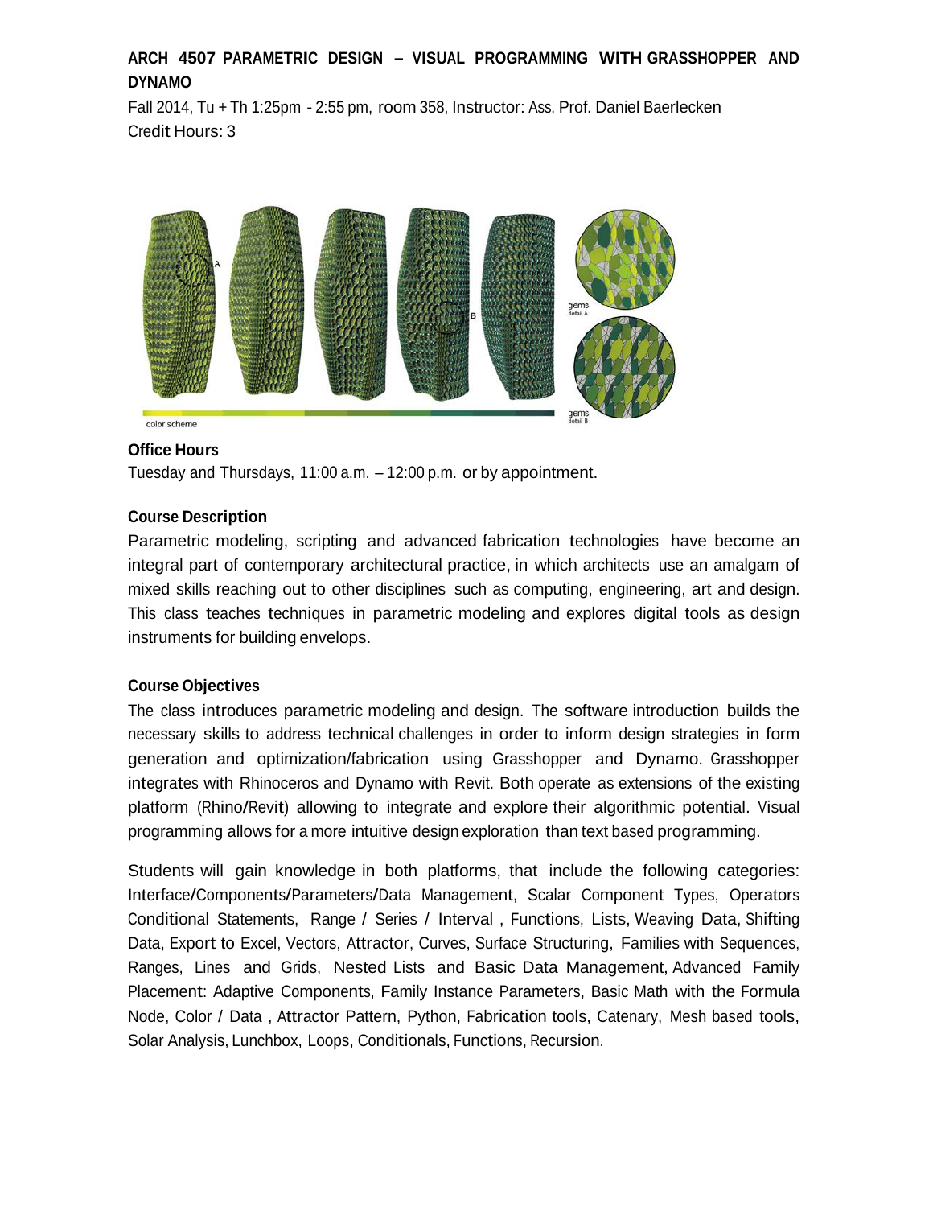# ARCH 4507 PARAMETRIC DESIGN – VISUAL PROGRAMMING WITH GRASSHOPPER AND DYNAMO

Fall 2014, Tu + Th 1:25pm - 2:55 pm, room 358, Instructor: Ass. Prof. Daniel Baerlecken
Credit Hours: 3

### Office Hours

Tuesday and Thursdays, 11:00 a.m. – 12:00 p.m. or by appointment.

### Course Description

Parametric modeling, scripting and advanced fabrication technologies have become an integral part of contemporary architectural practice, in which architects use an amalgam of mixed skills reaching out to other disciplines such as computing, engineering, art and design. This class teaches techniques in parametric modeling and explores digital tools as design instruments for building envelops.

### Course Objectives

The class introduces parametric modeling and design. The software introduction builds the necessary skills to address technical challenges in order to inform design strategies in form generation and optimization/fabrication using Grasshopper and Dynamo. Grasshopper integrates with Rhinoceros and Dynamo with Revit. Both operate as extensions of the existing platform (Rhino/Revit) allowing to integrate and explore their algorithmic potential. Visual programming allows for a more intuitive design exploration than text based programming.

Students will gain knowledge in both platforms, that include the following categories: Interface/Components/Parameters/Data Management, Scalar Component Types, Operators Conditional Statements, Range / Series / Interval , Functions, Lists, Weaving Data, Shifting Data, Export to Excel, Vectors, Attractor, Curves, Surface Structuring, Families with Sequences, Ranges, Lines and Grids, Nested Lists and Basic Data Management, Advanced Family Placement: Adaptive Components, Family Instance Parameters, Basic Math with the Formula Node, Color / Data , Attractor Pattern, Python, Fabrication tools, Catenary, Mesh based tools, Solar Analysis, Lunchbox, Loops, Conditionals, Functions, Recursion.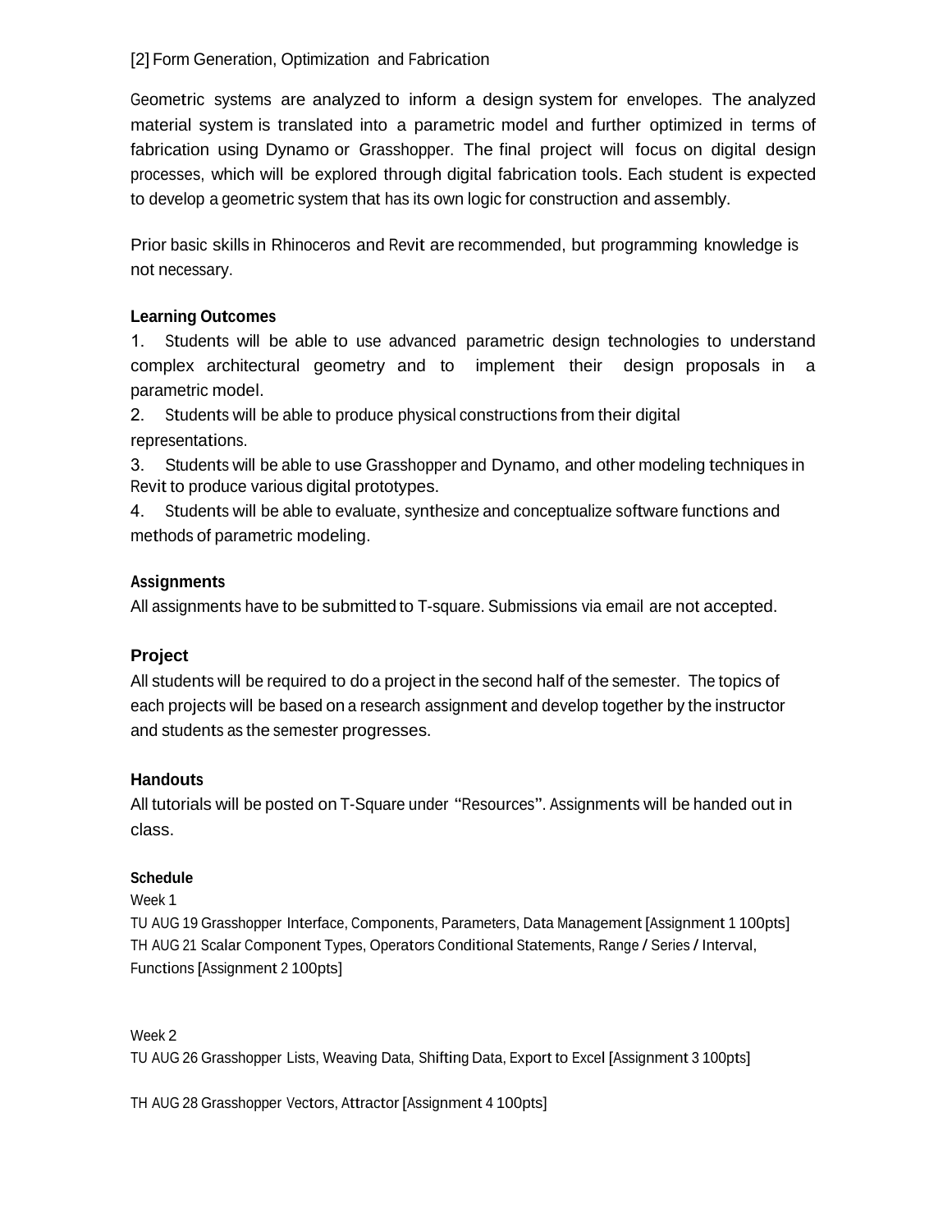[2] Form Generation, Optimization and Fabrication

Geometric systems are analyzed to inform a design system for envelopes. The analyzed material system is translated into a parametric model and further optimized in terms of fabrication using Dynamo or Grasshopper. The final project will focus on digital design processes, which will be explored through digital fabrication tools. Each student is expected to develop a geometric system that has its own logic for construction and assembly.

Prior basic skills in Rhinoceros and Revit are recommended, but programming knowledge is not necessary.

**Learning Outcomes**

1. Students will be able to use advanced parametric design technologies to understand complex architectural geometry and to implement their design proposals in a parametric model.
2. Students will be able to produce physical constructions from their digital representations.
3. Students will be able to use Grasshopper and Dynamo, and other modeling techniques in Revit to produce various digital prototypes.
4. Students will be able to evaluate, synthesize and conceptualize software functions and methods of parametric modeling.

**Assignments**

All assignments have to be submitted to T-square. Submissions via email are not accepted.

### Project

All students will be required to do a project in the second half of the semester. The topics of each projects will be based on a research assignment and develop together by the instructor and students as the semester progresses.

### Handouts

All tutorials will be posted on T-Square under "Resources". Assignments will be handed out in class.

**Schedule**

Week 1

TU AUG 19 Grasshopper Interface, Components, Parameters, Data Management [Assignment 1 100pts]

TH AUG 21 Scalar Component Types, Operators Conditional Statements, Range / Series / Interval, Functions [Assignment 2 100pts]

Week 2

TU AUG 26 Grasshopper Lists, Weaving Data, Shifting Data, Export to Excel [Assignment 3 100pts]

TH AUG 28 Grasshopper Vectors, Attractor [Assignment 4 100pts]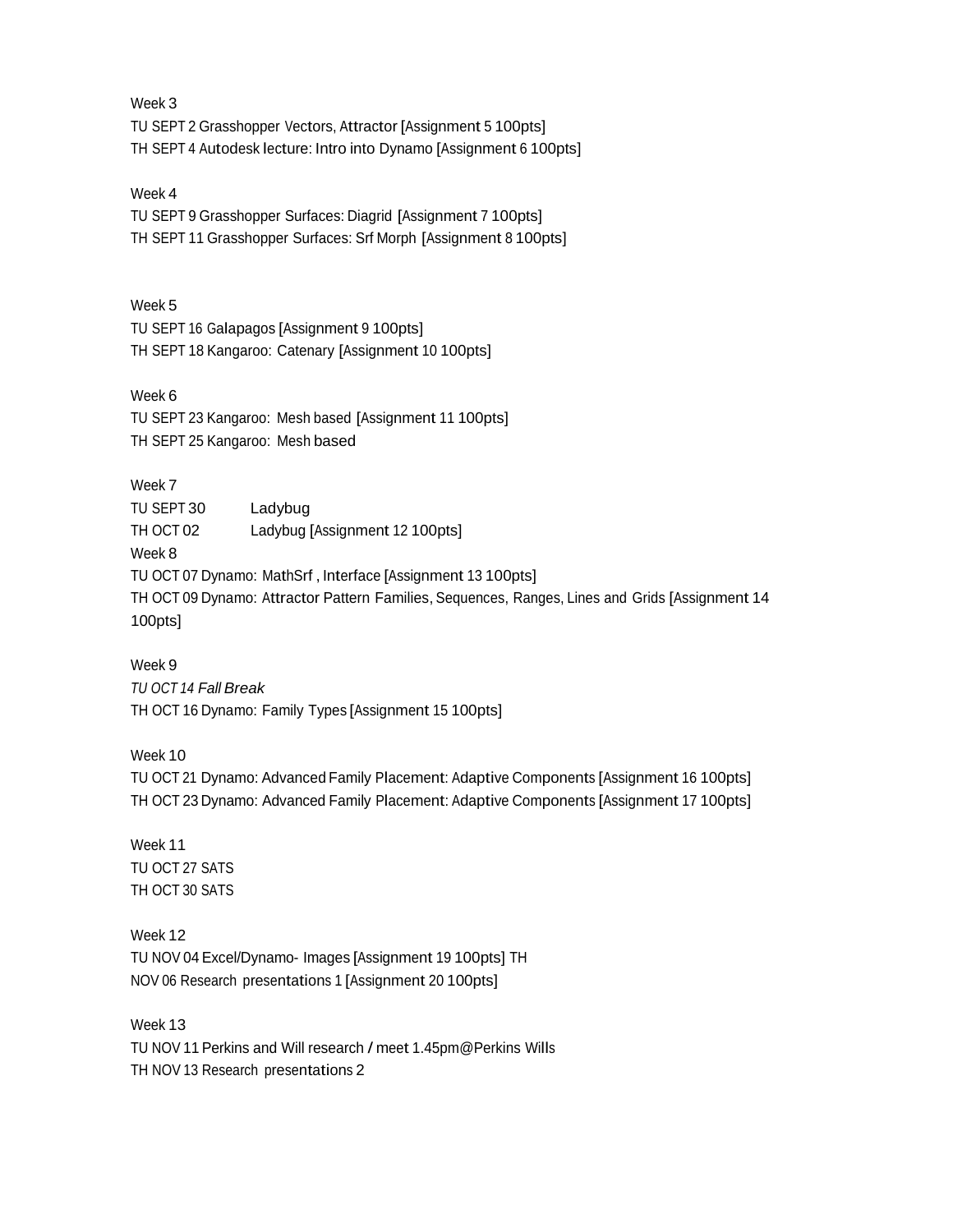Week 3
TU SEPT 2 Grasshopper Vectors, Attractor [Assignment 5 100pts]
TH SEPT 4 Autodesk lecture: Intro into Dynamo [Assignment 6 100pts]

Week 4
TU SEPT 9 Grasshopper Surfaces: Diagrid [Assignment 7 100pts]
TH SEPT 11 Grasshopper Surfaces: Srf Morph [Assignment 8 100pts]

Week 5
TU SEPT 16 Galapagos [Assignment 9 100pts]
TH SEPT 18 Kangaroo: Catenary [Assignment 10 100pts]

Week 6
TU SEPT 23 Kangaroo: Mesh based [Assignment 11 100pts]
TH SEPT 25 Kangaroo: Mesh based

Week 7
TU SEPT 30 Ladybug
TH OCT 02 Ladybug [Assignment 12 100pts]
Week 8
TU OCT 07 Dynamo: MathSrf , Interface [Assignment 13 100pts]
TH OCT 09 Dynamo: Attractor Pattern Families, Sequences, Ranges, Lines and Grids [Assignment 14 100pts]

Week 9
*TU OCT 14 Fall Break*
TH OCT 16 Dynamo: Family Types [Assignment 15 100pts]

Week 10
TU OCT 21 Dynamo: Advanced Family Placement: Adaptive Components [Assignment 16 100pts]
TH OCT 23 Dynamo: Advanced Family Placement: Adaptive Components [Assignment 17 100pts]

Week 11
TU OCT 27 SATS
TH OCT 30 SATS

Week 12
TU NOV 04 Excel/Dynamo- Images [Assignment 19 100pts]
TH NOV 06 Research presentations 1 [Assignment 20 100pts]

Week 13
TU NOV 11 Perkins and Will research / meet 1.45pm@Perkins Wills
TH NOV 13 Research presentations 2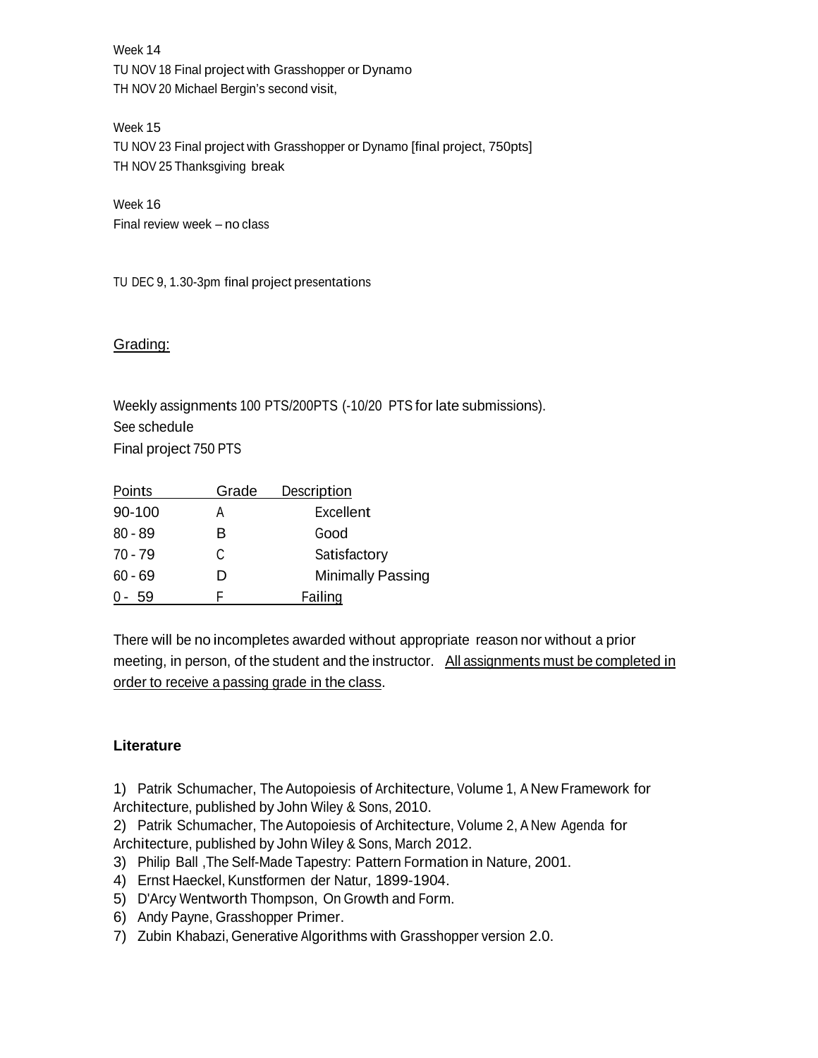Week 14

TU NOV 18 Final project with Grasshopper or Dynamo

TH NOV 20 Michael Bergin's second visit,

Week 15

TU NOV 23 Final project with Grasshopper or Dynamo [final project, 750pts]

TH NOV 25 Thanksgiving break

Week 16

Final review week – no class

TU DEC 9, 1.30-3pm final project presentations

## Grading:

Weekly assignments 100 PTS/200PTS (-10/20 PTS for late submissions).

See schedule

Final project 750 PTS

| Points | Grade | Description |
|---|---|---|
| 90-100 | A | Excellent |
| 80 - 89 | B | Good |
| 70 - 79 | C | Satisfactory |
| 60 - 69 | D | Minimally Passing |
| 0 - 59 | F | Failing |

There will be no incompletes awarded without appropriate reason nor without a prior meeting, in person, of the student and the instructor. All assignments must be completed in order to receive a passing grade in the class.

**Literature**

1) Patrik Schumacher, The Autopoiesis of Architecture, Volume 1, A New Framework for Architecture, published by John Wiley & Sons, 2010.
2) Patrik Schumacher, The Autopoiesis of Architecture, Volume 2, A New Agenda for Architecture, published by John Wiley & Sons, March 2012.
3) Philip Ball ,The Self-Made Tapestry: Pattern Formation in Nature, 2001.
4) Ernst Haeckel, Kunstformen der Natur, 1899-1904.
5) D'Arcy Wentworth Thompson, On Growth and Form.
6) Andy Payne, Grasshopper Primer.
7) Zubin Khabazi, Generative Algorithms with Grasshopper version 2.0.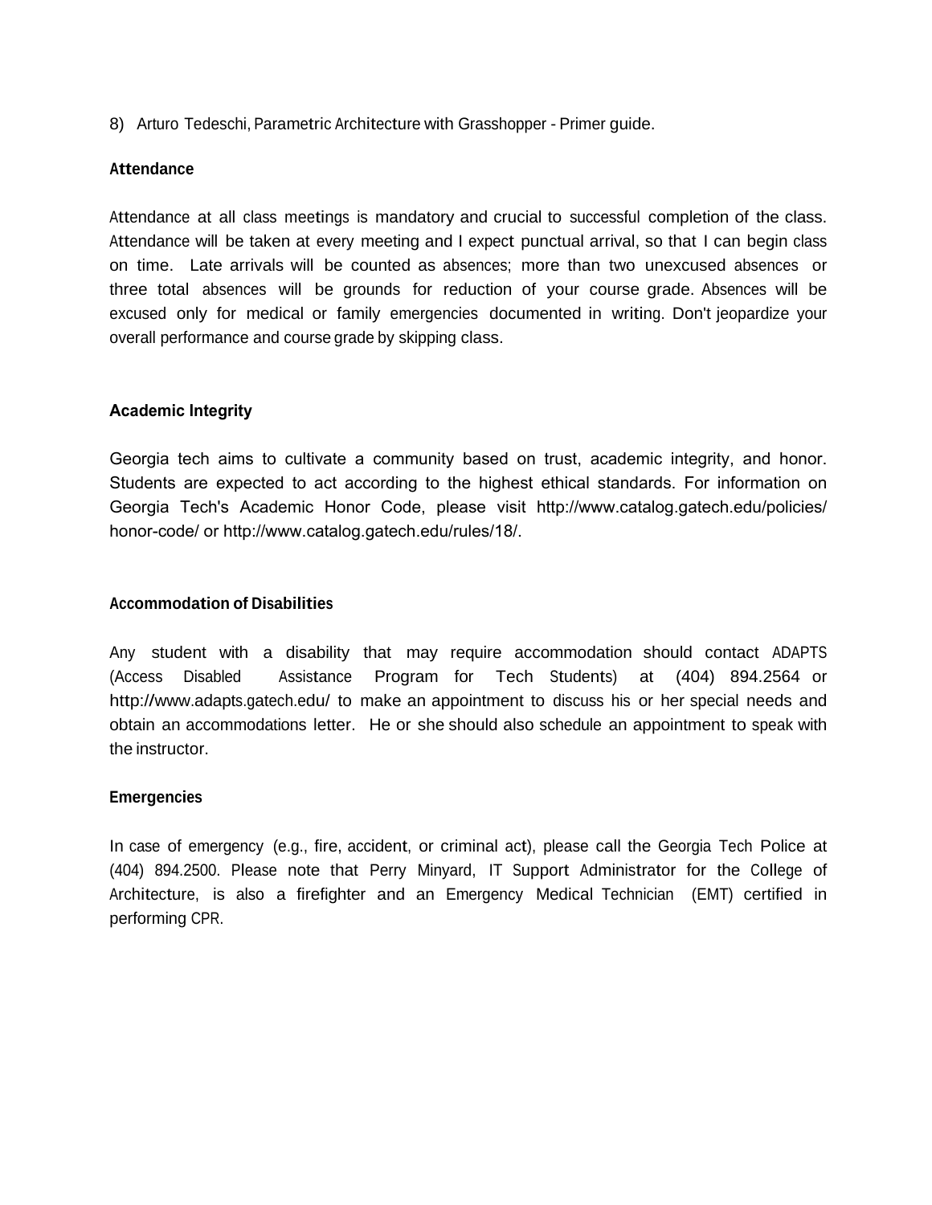8) Arturo Tedeschi, Parametric Architecture with Grasshopper - Primer guide.

**Attendance**

Attendance at all class meetings is mandatory and crucial to successful completion of the class. Attendance will be taken at every meeting and I expect punctual arrival, so that I can begin class on time. Late arrivals will be counted as absences; more than two unexcused absences or three total absences will be grounds for reduction of your course grade. Absences will be excused only for medical or family emergencies documented in writing. Don't jeopardize your overall performance and course grade by skipping class.

**Academic Integrity**

Georgia tech aims to cultivate a community based on trust, academic integrity, and honor. Students are expected to act according to the highest ethical standards. For information on Georgia Tech's Academic Honor Code, please visit http://www.catalog.gatech.edu/policies/honor-code/ or http://www.catalog.gatech.edu/rules/18/.

**Accommodation of Disabilities**

Any student with a disability that may require accommodation should contact ADAPTS (Access Disabled Assistance Program for Tech Students) at (404) 894.2564 or http://www.adapts.gatech.edu/ to make an appointment to discuss his or her special needs and obtain an accommodations letter. He or she should also schedule an appointment to speak with the instructor.

**Emergencies**

In case of emergency (e.g., fire, accident, or criminal act), please call the Georgia Tech Police at (404) 894.2500. Please note that Perry Minyard, IT Support Administrator for the College of Architecture, is also a firefighter and an Emergency Medical Technician (EMT) certified in performing CPR.